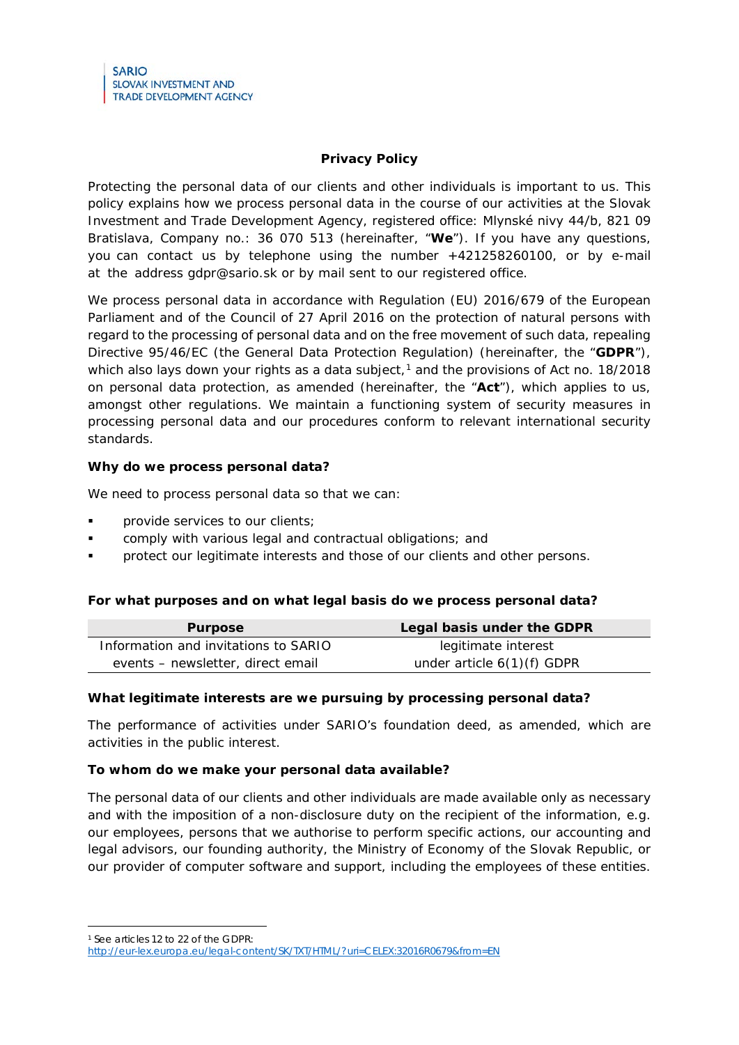SARIO
SLOVAK INVESTMENT AND
TRADE DEVELOPMENT AGENCY

# Privacy Policy

Protecting the personal data of our clients and other individuals is important to us. This policy explains how we process personal data in the course of our activities at the Slovak Investment and Trade Development Agency, registered office: Mlynské nivy 44/b, 821 09 Bratislava, Company no.: 36 070 513 (hereinafter, "**We**"). If you have any questions, you can contact us by telephone using the number +421258260100, or by e-mail at the address gdpr@sario.sk or by mail sent to our registered office.

We process personal data in accordance with Regulation (EU) 2016/679 of the European Parliament and of the Council of 27 April 2016 on the protection of natural persons with regard to the processing of personal data and on the free movement of such data, repealing Directive 95/46/EC (the General Data Protection Regulation) (hereinafter, the "**GDPR**"), which also lays down your rights as a data subject,[1] and the provisions of Act no. 18/2018 on personal data protection, as amended (hereinafter, the "**Act**"), which applies to us, amongst other regulations. We maintain a functioning system of security measures in processing personal data and our procedures conform to relevant international security standards.

### Why do we process personal data?

We need to process personal data so that we can:

- provide services to our clients;
- comply with various legal and contractual obligations; and
- protect our legitimate interests and those of our clients and other persons.

### For what purposes and on what legal basis do we process personal data?

| Purpose | Legal basis under the GDPR |
|---|---|
| Information and invitations to SARIO events – newsletter, direct email | legitimate interest under article 6(1)(f) GDPR |

### What legitimate interests are we pursuing by processing personal data?

The performance of activities under SARIO's foundation deed, as amended, which are activities in the public interest.

### To whom do we make your personal data available?

The personal data of our clients and other individuals are made available only as necessary and with the imposition of a non-disclosure duty on the recipient of the information, e.g. our employees, persons that we authorise to perform specific actions, our accounting and legal advisors, our founding authority, the Ministry of Economy of the Slovak Republic, or our provider of computer software and support, including the employees of these entities.

---

[1] See articles 12 to 22 of the GDPR: http://eur-lex.europa.eu/legal-content/SK/TXT/HTML/?uri=CELEX:32016R0679&from=EN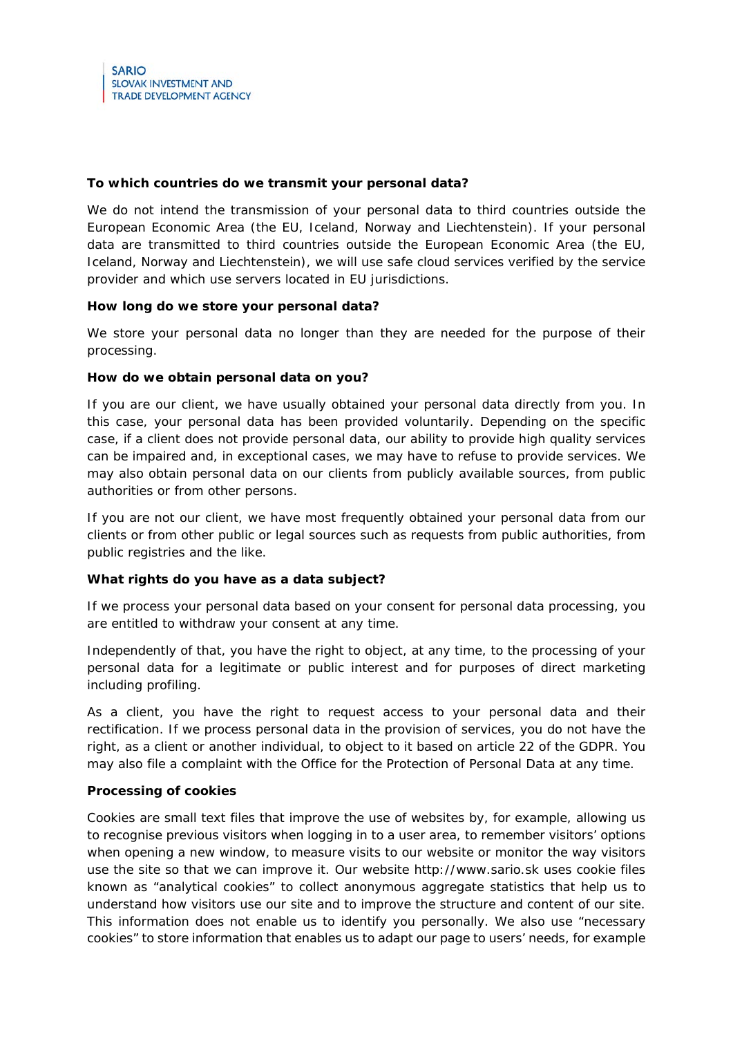**To which countries do we transmit your personal data?**

We do not intend the transmission of your personal data to third countries outside the European Economic Area (the EU, Iceland, Norway and Liechtenstein). If your personal data are transmitted to third countries outside the European Economic Area (the EU, Iceland, Norway and Liechtenstein), we will use safe cloud services verified by the service provider and which use servers located in EU jurisdictions.

**How long do we store your personal data?**

We store your personal data no longer than they are needed for the purpose of their processing.

**How do we obtain personal data on you?**

If you are our client, we have usually obtained your personal data directly from you. In this case, your personal data has been provided voluntarily. Depending on the specific case, if a client does not provide personal data, our ability to provide high quality services can be impaired and, in exceptional cases, we may have to refuse to provide services. We may also obtain personal data on our clients from publicly available sources, from public authorities or from other persons.

If you are not our client, we have most frequently obtained your personal data from our clients or from other public or legal sources such as requests from public authorities, from public registries and the like.

**What rights do you have as a data subject?**

If we process your personal data based on your consent for personal data processing, you are entitled to withdraw your consent at any time.

Independently of that, you have the right to object, at any time, to the processing of your personal data for a legitimate or public interest and for purposes of direct marketing including profiling.

As a client, you have the right to request access to your personal data and their rectification. If we process personal data in the provision of services, you do not have the right, as a client or another individual, to object to it based on article 22 of the GDPR. You may also file a complaint with the Office for the Protection of Personal Data at any time.

**Processing of cookies**

Cookies are small text files that improve the use of websites by, for example, allowing us to recognise previous visitors when logging in to a user area, to remember visitors' options when opening a new window, to measure visits to our website or monitor the way visitors use the site so that we can improve it. Our website http://www.sario.sk uses cookie files known as "analytical cookies" to collect anonymous aggregate statistics that help us to understand how visitors use our site and to improve the structure and content of our site. This information does not enable us to identify you personally. We also use "necessary cookies" to store information that enables us to adapt our page to users' needs, for example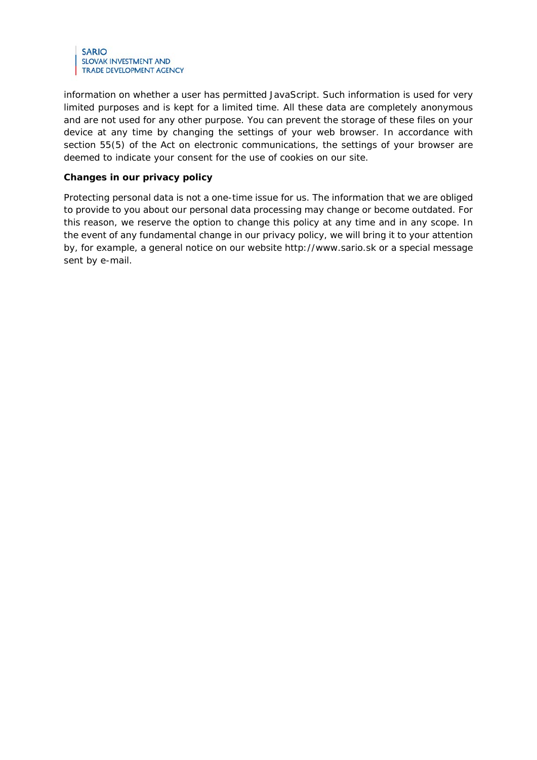information on whether a user has permitted JavaScript. Such information is used for very limited purposes and is kept for a limited time. All these data are completely anonymous and are not used for any other purpose. You can prevent the storage of these files on your device at any time by changing the settings of your web browser. In accordance with section 55(5) of the Act on electronic communications, the settings of your browser are deemed to indicate your consent for the use of cookies on our site.

**Changes in our privacy policy**

Protecting personal data is not a one-time issue for us. The information that we are obliged to provide to you about our personal data processing may change or become outdated. For this reason, we reserve the option to change this policy at any time and in any scope. In the event of any fundamental change in our privacy policy, we will bring it to your attention by, for example, a general notice on our website http://www.sario.sk or a special message sent by e-mail.